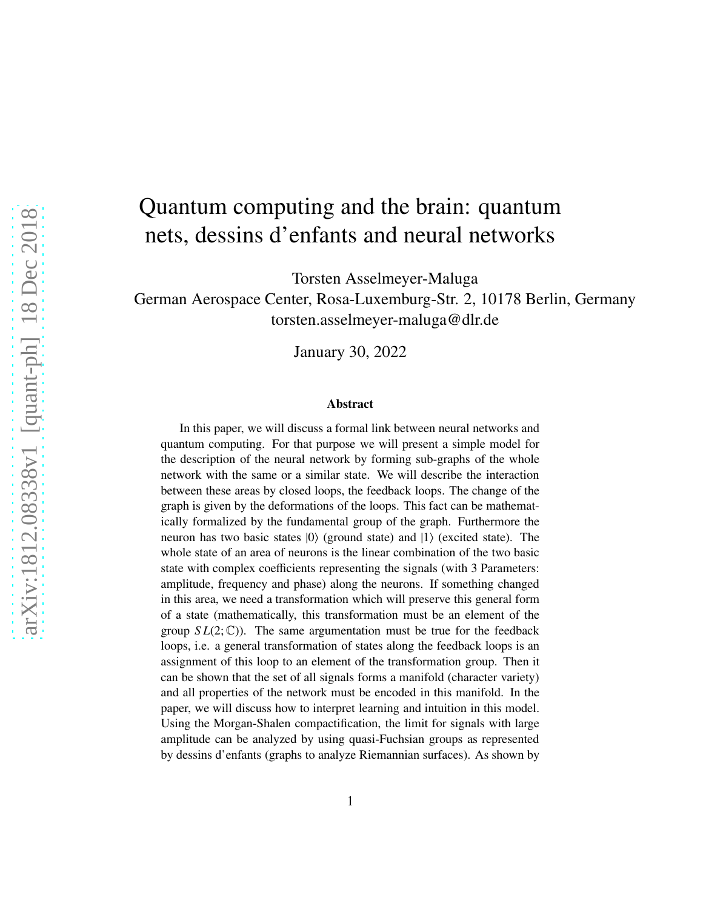# Quantum computing and the brain: quantum nets, dessins d'enfants and neural networks

Torsten Asselmeyer-Maluga
German Aerospace Center, Rosa-Luxemburg-Str. 2, 10178 Berlin, Germany
torsten.asselmeyer-maluga@dlr.de

January 30, 2022

### Abstract

In this paper, we will discuss a formal link between neural networks and quantum computing. For that purpose we will present a simple model for the description of the neural network by forming sub-graphs of the whole network with the same or a similar state. We will describe the interaction between these areas by closed loops, the feedback loops. The change of the graph is given by the deformations of the loops. This fact can be mathematically formalized by the fundamental group of the graph. Furthermore the neuron has two basic states $|0\rangle$ (ground state) and $|1\rangle$ (excited state). The whole state of an area of neurons is the linear combination of the two basic state with complex coefficients representing the signals (with 3 Parameters: amplitude, frequency and phase) along the neurons. If something changed in this area, we need a transformation which will preserve this general form of a state (mathematically, this transformation must be an element of the group $SL(2;\mathbb{C})$). The same argumentation must be true for the feedback loops, i.e. a general transformation of states along the feedback loops is an assignment of this loop to an element of the transformation group. Then it can be shown that the set of all signals forms a manifold (character variety) and all properties of the network must be encoded in this manifold. In the paper, we will discuss how to interpret learning and intuition in this model. Using the Morgan-Shalen compactification, the limit for signals with large amplitude can be analyzed by using quasi-Fuchsian groups as represented by dessins d'enfants (graphs to analyze Riemannian surfaces). As shown by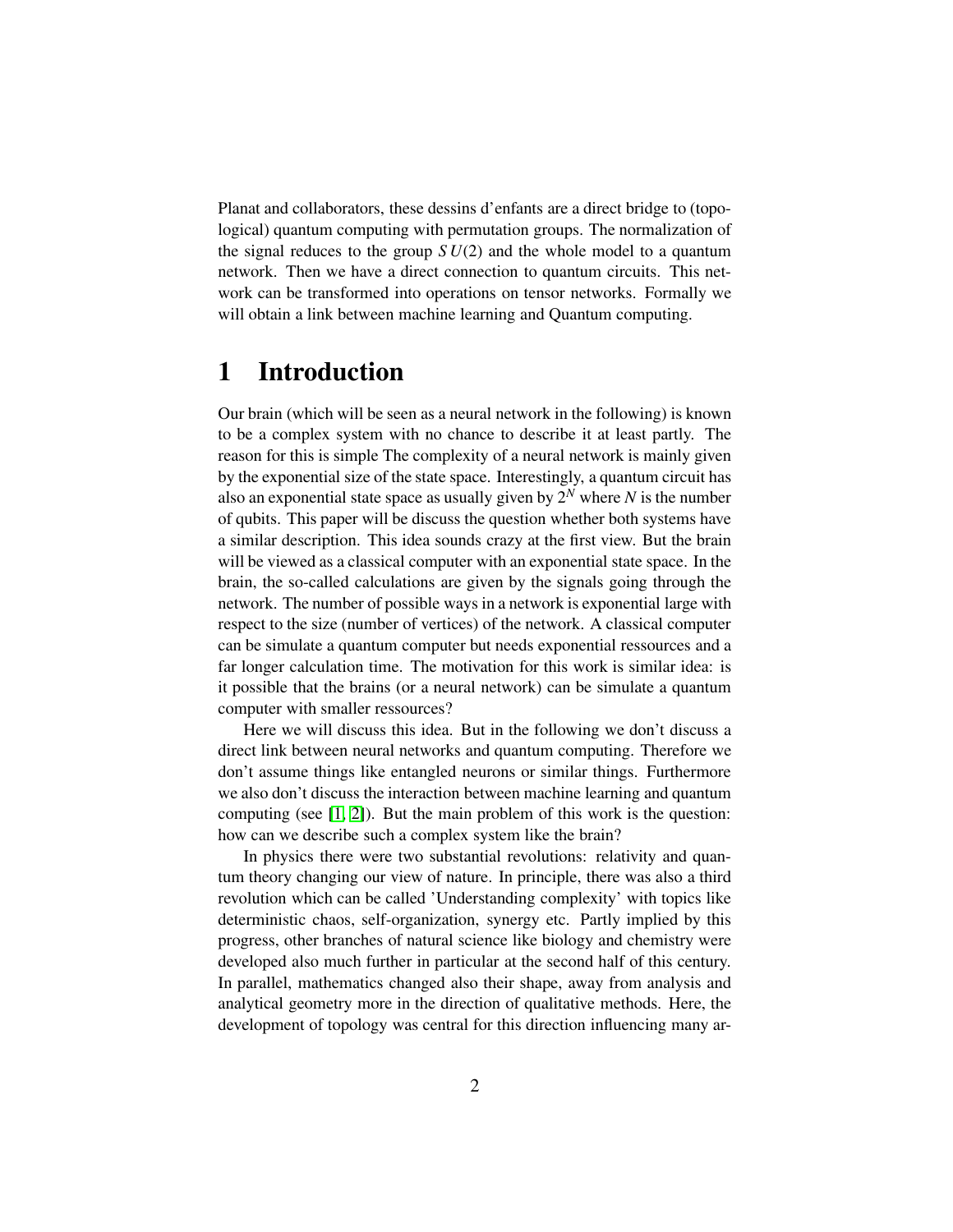Planat and collaborators, these dessins d'enfants are a direct bridge to (topological) quantum computing with permutation groups. The normalization of the signal reduces to the group $SU(2)$ and the whole model to a quantum network. Then we have a direct connection to quantum circuits. This network can be transformed into operations on tensor networks. Formally we will obtain a link between machine learning and Quantum computing.

# 1 Introduction

Our brain (which will be seen as a neural network in the following) is known to be a complex system with no chance to describe it at least partly. The reason for this is simple The complexity of a neural network is mainly given by the exponential size of the state space. Interestingly, a quantum circuit has also an exponential state space as usually given by $2^N$ where $N$ is the number of qubits. This paper will be discuss the question whether both systems have a similar description. This idea sounds crazy at the first view. But the brain will be viewed as a classical computer with an exponential state space. In the brain, the so-called calculations are given by the signals going through the network. The number of possible ways in a network is exponential large with respect to the size (number of vertices) of the network. A classical computer can be simulate a quantum computer but needs exponential ressources and a far longer calculation time. The motivation for this work is similar idea: is it possible that the brains (or a neural network) can be simulate a quantum computer with smaller ressources?

Here we will discuss this idea. But in the following we don't discuss a direct link between neural networks and quantum computing. Therefore we don't assume things like entangled neurons or similar things. Furthermore we also don't discuss the interaction between machine learning and quantum computing (see [1, 2]). But the main problem of this work is the question: how can we describe such a complex system like the brain?

In physics there were two substantial revolutions: relativity and quantum theory changing our view of nature. In principle, there was also a third revolution which can be called 'Understanding complexity' with topics like deterministic chaos, self-organization, synergy etc. Partly implied by this progress, other branches of natural science like biology and chemistry were developed also much further in particular at the second half of this century. In parallel, mathematics changed also their shape, away from analysis and analytical geometry more in the direction of qualitative methods. Here, the development of topology was central for this direction influencing many ar-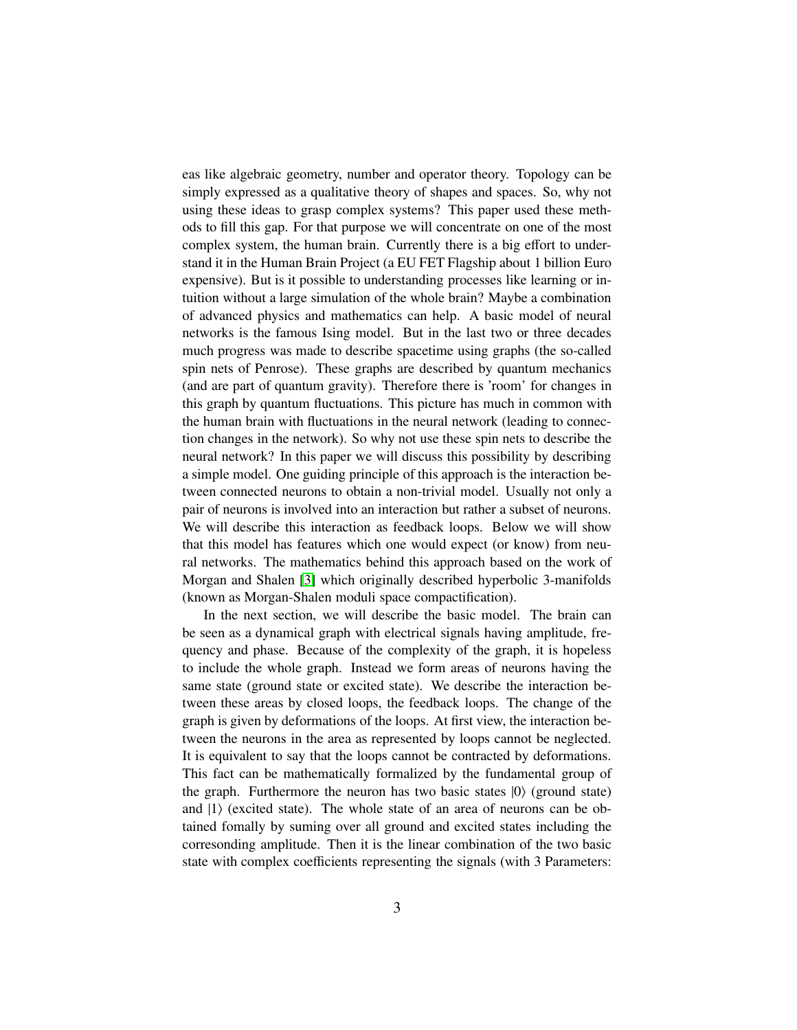eas like algebraic geometry, number and operator theory. Topology can be simply expressed as a qualitative theory of shapes and spaces. So, why not using these ideas to grasp complex systems? This paper used these methods to fill this gap. For that purpose we will concentrate on one of the most complex system, the human brain. Currently there is a big effort to understand it in the Human Brain Project (a EU FET Flagship about 1 billion Euro expensive). But is it possible to understanding processes like learning or intuition without a large simulation of the whole brain? Maybe a combination of advanced physics and mathematics can help. A basic model of neural networks is the famous Ising model. But in the last two or three decades much progress was made to describe spacetime using graphs (the so-called spin nets of Penrose). These graphs are described by quantum mechanics (and are part of quantum gravity). Therefore there is 'room' for changes in this graph by quantum fluctuations. This picture has much in common with the human brain with fluctuations in the neural network (leading to connection changes in the network). So why not use these spin nets to describe the neural network? In this paper we will discuss this possibility by describing a simple model. One guiding principle of this approach is the interaction between connected neurons to obtain a non-trivial model. Usually not only a pair of neurons is involved into an interaction but rather a subset of neurons. We will describe this interaction as feedback loops. Below we will show that this model has features which one would expect (or know) from neural networks. The mathematics behind this approach based on the work of Morgan and Shalen [3] which originally described hyperbolic 3-manifolds (known as Morgan-Shalen moduli space compactification).

In the next section, we will describe the basic model. The brain can be seen as a dynamical graph with electrical signals having amplitude, frequency and phase. Because of the complexity of the graph, it is hopeless to include the whole graph. Instead we form areas of neurons having the same state (ground state or excited state). We describe the interaction between these areas by closed loops, the feedback loops. The change of the graph is given by deformations of the loops. At first view, the interaction between the neurons in the area as represented by loops cannot be neglected. It is equivalent to say that the loops cannot be contracted by deformations. This fact can be mathematically formalized by the fundamental group of the graph. Furthermore the neuron has two basic states $|0\rangle$ (ground state) and $|1\rangle$ (excited state). The whole state of an area of neurons can be obtained fomally by suming over all ground and excited states including the corresonding amplitude. Then it is the linear combination of the two basic state with complex coefficients representing the signals (with 3 Parameters: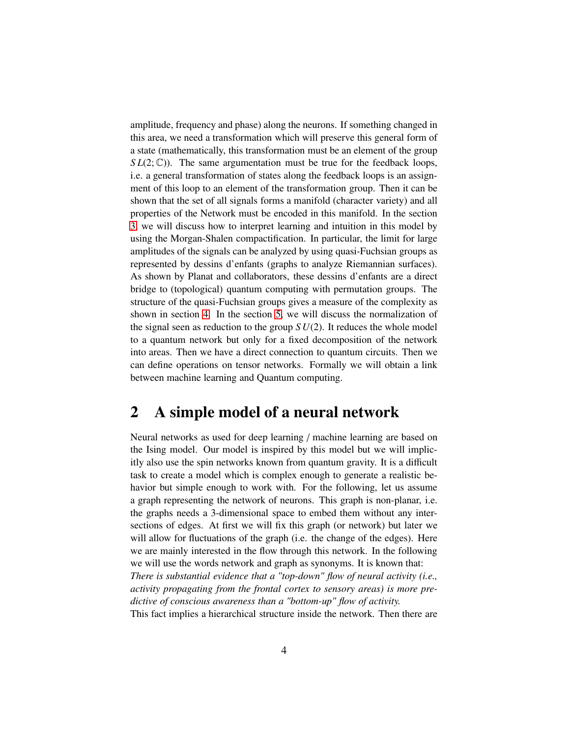amplitude, frequency and phase) along the neurons. If something changed in this area, we need a transformation which will preserve this general form of a state (mathematically, this transformation must be an element of the group $SL(2;\mathbb{C})$). The same argumentation must be true for the feedback loops, i.e. a general transformation of states along the feedback loops is an assignment of this loop to an element of the transformation group. Then it can be shown that the set of all signals forms a manifold (character variety) and all properties of the Network must be encoded in this manifold. In the section 3 we will discuss how to interpret learning and intuition in this model by using the Morgan-Shalen compactification. In particular, the limit for large amplitudes of the signals can be analyzed by using quasi-Fuchsian groups as represented by dessins d'enfants (graphs to analyze Riemannian surfaces). As shown by Planat and collaborators, these dessins d'enfants are a direct bridge to (topological) quantum computing with permutation groups. The structure of the quasi-Fuchsian groups gives a measure of the complexity as shown in section 4. In the section 5, we will discuss the normalization of the signal seen as reduction to the group $SU(2)$. It reduces the whole model to a quantum network but only for a fixed decomposition of the network into areas. Then we have a direct connection to quantum circuits. Then we can define operations on tensor networks. Formally we will obtain a link between machine learning and Quantum computing.

# 2 A simple model of a neural network

Neural networks as used for deep learning / machine learning are based on the Ising model. Our model is inspired by this model but we will implicitly also use the spin networks known from quantum gravity. It is a difficult task to create a model which is complex enough to generate a realistic behavior but simple enough to work with. For the following, let us assume a graph representing the network of neurons. This graph is non-planar, i.e. the graphs needs a 3-dimensional space to embed them without any intersections of edges. At first we will fix this graph (or network) but later we will allow for fluctuations of the graph (i.e. the change of the edges). Here we are mainly interested in the flow through this network. In the following we will use the words network and graph as synonyms. It is known that:
*There is substantial evidence that a "top-down" flow of neural activity (i.e., activity propagating from the frontal cortex to sensory areas) is more predictive of conscious awareness than a "bottom-up" flow of activity.*
This fact implies a hierarchical structure inside the network. Then there are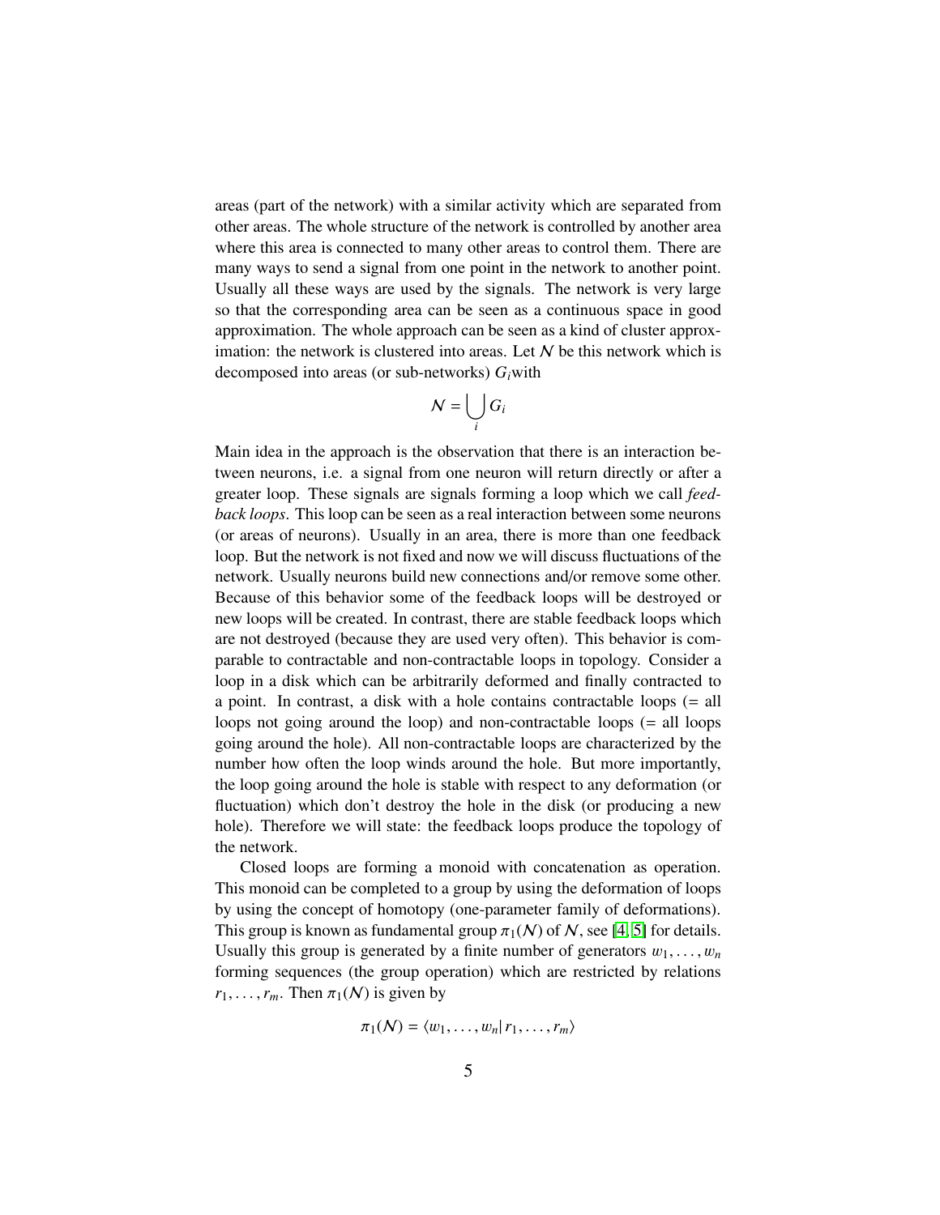areas (part of the network) with a similar activity which are separated from other areas. The whole structure of the network is controlled by another area where this area is connected to many other areas to control them. There are many ways to send a signal from one point in the network to another point. Usually all these ways are used by the signals. The network is very large so that the corresponding area can be seen as a continuous space in good approximation. The whole approach can be seen as a kind of cluster approximation: the network is clustered into areas. Let $\mathcal{N}$ be this network which is decomposed into areas (or sub-networks) $G_i$with

$$\mathcal{N} = \bigcup_i G_i$$

Main idea in the approach is the observation that there is an interaction between neurons, i.e. a signal from one neuron will return directly or after a greater loop. These signals are signals forming a loop which we call *feedback loops*. This loop can be seen as a real interaction between some neurons (or areas of neurons). Usually in an area, there is more than one feedback loop. But the network is not fixed and now we will discuss fluctuations of the network. Usually neurons build new connections and/or remove some other. Because of this behavior some of the feedback loops will be destroyed or new loops will be created. In contrast, there are stable feedback loops which are not destroyed (because they are used very often). This behavior is comparable to contractable and non-contractable loops in topology. Consider a loop in a disk which can be arbitrarily deformed and finally contracted to a point. In contrast, a disk with a hole contains contractable loops (= all loops not going around the loop) and non-contractable loops (= all loops going around the hole). All non-contractable loops are characterized by the number how often the loop winds around the hole. But more importantly, the loop going around the hole is stable with respect to any deformation (or fluctuation) which don't destroy the hole in the disk (or producing a new hole). Therefore we will state: the feedback loops produce the topology of the network.

Closed loops are forming a monoid with concatenation as operation. This monoid can be completed to a group by using the deformation of loops by using the concept of homotopy (one-parameter family of deformations). This group is known as fundamental group $\pi_1(\mathcal{N})$ of $\mathcal{N}$, see [4, 5] for details. Usually this group is generated by a finite number of generators $w_1, \ldots, w_n$ forming sequences (the group operation) which are restricted by relations $r_1, \ldots, r_m$. Then $\pi_1(\mathcal{N})$ is given by

$$\pi_1(\mathcal{N}) = \langle w_1, \ldots, w_n | \, r_1, \ldots, r_m \rangle$$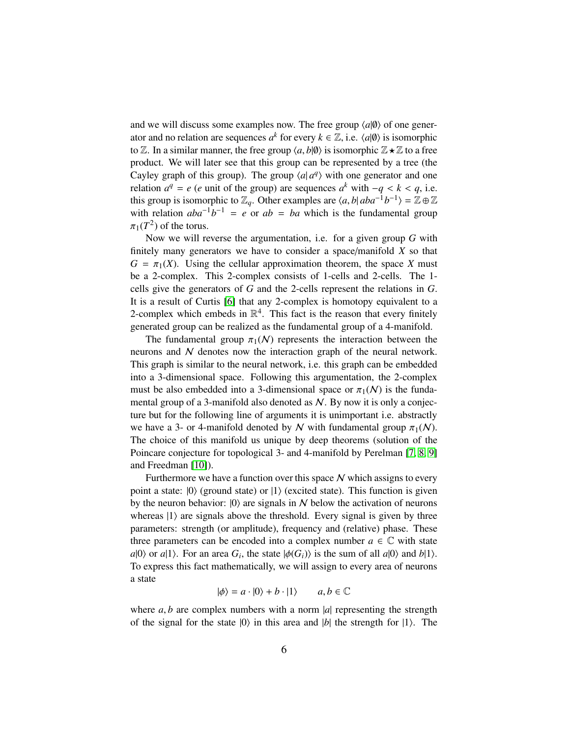and we will discuss some examples now. The free group $\langle a|\emptyset\rangle$ of one generator and no relation are sequences $a^k$ for every $k \in \mathbb{Z}$, i.e. $\langle a|\emptyset\rangle$ is isomorphic to $\mathbb{Z}$. In a similar manner, the free group $\langle a, b|\emptyset\rangle$ is isomorphic $\mathbb{Z} \star \mathbb{Z}$ to a free product. We will later see that this group can be represented by a tree (the Cayley graph of this group). The group $\langle a| a^q\rangle$ with one generator and one relation $a^q = e$ ($e$ unit of the group) are sequences $a^k$ with $-q < k < q$, i.e. this group is isomorphic to $\mathbb{Z}_q$. Other examples are $\langle a, b| aba^{-1}b^{-1}\rangle = \mathbb{Z} \oplus \mathbb{Z}$ with relation $aba^{-1}b^{-1} = e$ or $ab = ba$ which is the fundamental group $\pi_1(T^2)$ of the torus.

Now we will reverse the argumentation, i.e. for a given group $G$ with finitely many generators we have to consider a space/manifold $X$ so that $G = \pi_1(X)$. Using the cellular approximation theorem, the space $X$ must be a 2-complex. This 2-complex consists of 1-cells and 2-cells. The 1-cells give the generators of $G$ and the 2-cells represent the relations in $G$. It is a result of Curtis [6] that any 2-complex is homotopy equivalent to a 2-complex which embeds in $\mathbb{R}^4$. This fact is the reason that every finitely generated group can be realized as the fundamental group of a 4-manifold.

The fundamental group $\pi_1(\mathcal{N})$ represents the interaction between the neurons and $\mathcal{N}$ denotes now the interaction graph of the neural network. This graph is similar to the neural network, i.e. this graph can be embedded into a 3-dimensional space. Following this argumentation, the 2-complex must be also embedded into a 3-dimensional space or $\pi_1(\mathcal{N})$ is the fundamental group of a 3-manifold also denoted as $\mathcal{N}$. By now it is only a conjecture but for the following line of arguments it is unimportant i.e. abstractly we have a 3- or 4-manifold denoted by $\mathcal{N}$ with fundamental group $\pi_1(\mathcal{N})$. The choice of this manifold us unique by deep theorems (solution of the Poincare conjecture for topological 3- and 4-manifold by Perelman [7, 8, 9] and Freedman [10]).

Furthermore we have a function over this space $\mathcal{N}$ which assigns to every point a state: $|0\rangle$ (ground state) or $|1\rangle$ (excited state). This function is given by the neuron behavior: $|0\rangle$ are signals in $\mathcal{N}$ below the activation of neurons whereas $|1\rangle$ are signals above the threshold. Every signal is given by three parameters: strength (or amplitude), frequency and (relative) phase. These three parameters can be encoded into a complex number $a \in \mathbb{C}$ with state $a|0\rangle$ or $a|1\rangle$. For an area $G_i$, the state $|\phi(G_i)\rangle$ is the sum of all $a|0\rangle$ and $b|1\rangle$. To express this fact mathematically, we will assign to every area of neurons a state

$$|\phi\rangle = a \cdot |0\rangle + b \cdot |1\rangle \qquad a, b \in \mathbb{C}$$

where $a, b$ are complex numbers with a norm $|a|$ representing the strength of the signal for the state $|0\rangle$ in this area and $|b|$ the strength for $|1\rangle$. The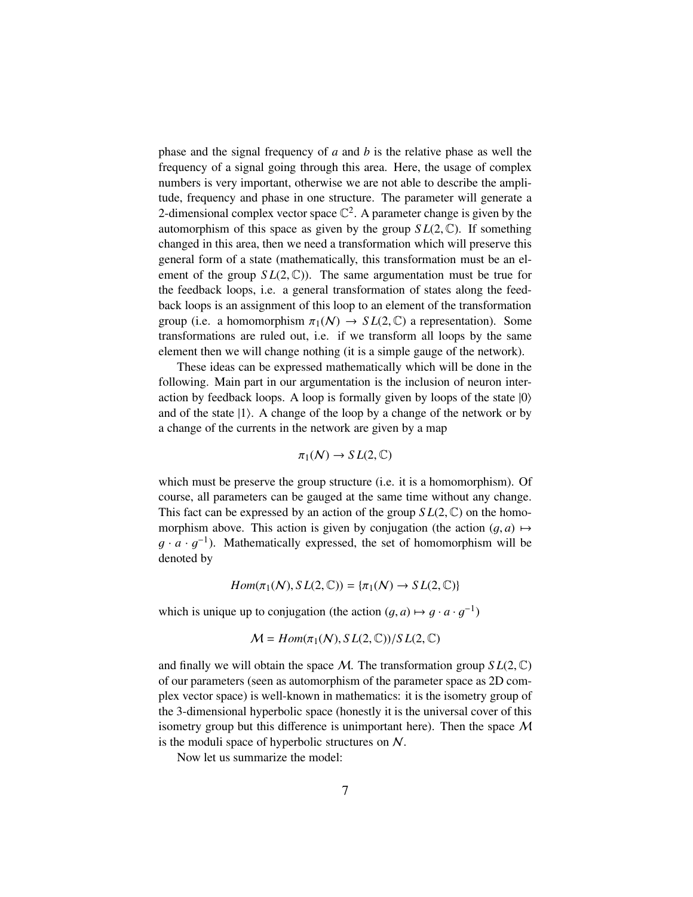phase and the signal frequency of $a$ and $b$ is the relative phase as well the frequency of a signal going through this area. Here, the usage of complex numbers is very important, otherwise we are not able to describe the amplitude, frequency and phase in one structure. The parameter will generate a 2-dimensional complex vector space $\mathbb{C}^2$. A parameter change is given by the automorphism of this space as given by the group $SL(2,\mathbb{C})$. If something changed in this area, then we need a transformation which will preserve this general form of a state (mathematically, this transformation must be an element of the group $SL(2,\mathbb{C})$). The same argumentation must be true for the feedback loops, i.e. a general transformation of states along the feedback loops is an assignment of this loop to an element of the transformation group (i.e. a homomorphism $\pi_1(\mathcal{N}) \to SL(2,\mathbb{C})$ a representation). Some transformations are ruled out, i.e. if we transform all loops by the same element then we will change nothing (it is a simple gauge of the network).

These ideas can be expressed mathematically which will be done in the following. Main part in our argumentation is the inclusion of neuron interaction by feedback loops. A loop is formally given by loops of the state $|0\rangle$ and of the state $|1\rangle$. A change of the loop by a change of the network or by a change of the currents in the network are given by a map

$$\pi_1(\mathcal{N}) \to SL(2,\mathbb{C})$$

which must be preserve the group structure (i.e. it is a homomorphism). Of course, all parameters can be gauged at the same time without any change. This fact can be expressed by an action of the group $SL(2,\mathbb{C})$ on the homomorphism above. This action is given by conjugation (the action $(g,a) \mapsto g \cdot a \cdot g^{-1}$). Mathematically expressed, the set of homomorphism will be denoted by

$$Hom(\pi_1(\mathcal{N}), SL(2,\mathbb{C})) = \{\pi_1(\mathcal{N}) \to SL(2,\mathbb{C})\}$$

which is unique up to conjugation (the action $(g,a) \mapsto g \cdot a \cdot g^{-1}$)

$$\mathcal{M} = Hom(\pi_1(\mathcal{N}), SL(2,\mathbb{C}))/SL(2,\mathbb{C})$$

and finally we will obtain the space $\mathcal{M}$. The transformation group $SL(2,\mathbb{C})$ of our parameters (seen as automorphism of the parameter space as 2D complex vector space) is well-known in mathematics: it is the isometry group of the 3-dimensional hyperbolic space (honestly it is the universal cover of this isometry group but this difference is unimportant here). Then the space $\mathcal{M}$ is the moduli space of hyperbolic structures on $\mathcal{N}$.

Now let us summarize the model: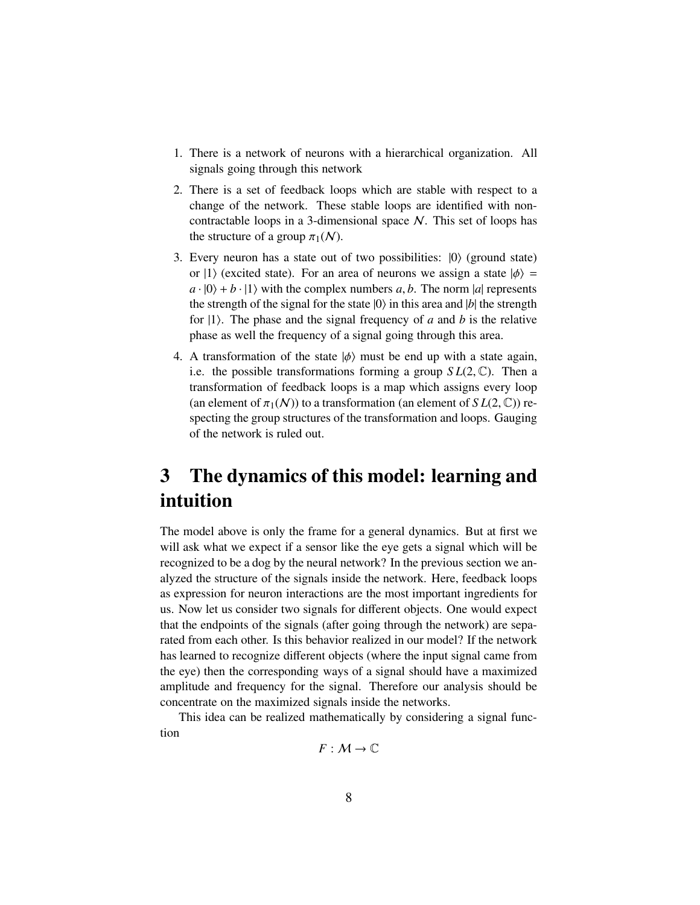1. There is a network of neurons with a hierarchical organization. All signals going through this network
2. There is a set of feedback loops which are stable with respect to a change of the network. These stable loops are identified with non-contractable loops in a 3-dimensional space $\mathcal{N}$. This set of loops has the structure of a group $\pi_1(\mathcal{N})$.
3. Every neuron has a state out of two possibilities: $|0\rangle$ (ground state) or $|1\rangle$ (excited state). For an area of neurons we assign a state $|\phi\rangle = a \cdot |0\rangle + b \cdot |1\rangle$ with the complex numbers $a, b$. The norm $|a|$ represents the strength of the signal for the state $|0\rangle$ in this area and $|b|$ the strength for $|1\rangle$. The phase and the signal frequency of $a$ and $b$ is the relative phase as well the frequency of a signal going through this area.
4. A transformation of the state $|\phi\rangle$ must be end up with a state again, i.e. the possible transformations forming a group $SL(2, \mathbb{C})$. Then a transformation of feedback loops is a map which assigns every loop (an element of $\pi_1(\mathcal{N})$) to a transformation (an element of $SL(2, \mathbb{C})$) respecting the group structures of the transformation and loops. Gauging of the network is ruled out.

# 3 The dynamics of this model: learning and intuition

The model above is only the frame for a general dynamics. But at first we will ask what we expect if a sensor like the eye gets a signal which will be recognized to be a dog by the neural network? In the previous section we analyzed the structure of the signals inside the network. Here, feedback loops as expression for neuron interactions are the most important ingredients for us. Now let us consider two signals for different objects. One would expect that the endpoints of the signals (after going through the network) are separated from each other. Is this behavior realized in our model? If the network has learned to recognize different objects (where the input signal came from the eye) then the corresponding ways of a signal should have a maximized amplitude and frequency for the signal. Therefore our analysis should be concentrate on the maximized signals inside the networks.

This idea can be realized mathematically by considering a signal function

$$F : \mathcal{M} \to \mathbb{C}$$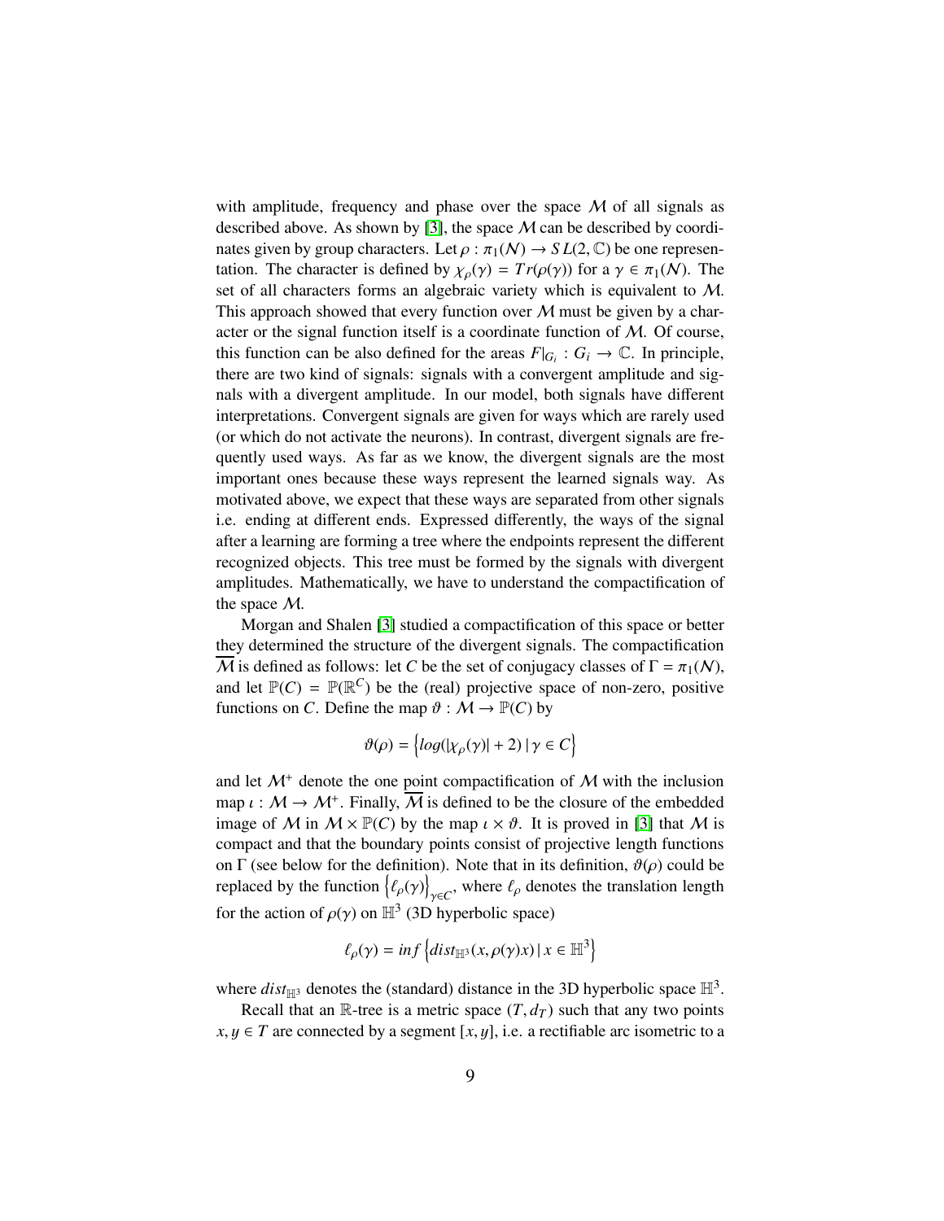with amplitude, frequency and phase over the space $\mathcal{M}$ of all signals as described above. As shown by [3], the space $\mathcal{M}$ can be described by coordinates given by group characters. Let $\rho : \pi_1(\mathcal{N}) \to SL(2,\mathbb{C})$ be one representation. The character is defined by $\chi_\rho(\gamma) = Tr(\rho(\gamma))$ for a $\gamma \in \pi_1(\mathcal{N})$. The set of all characters forms an algebraic variety which is equivalent to $\mathcal{M}$. This approach showed that every function over $\mathcal{M}$ must be given by a character or the signal function itself is a coordinate function of $\mathcal{M}$. Of course, this function can be also defined for the areas $F|_{G_i} : G_i \to \mathbb{C}$. In principle, there are two kind of signals: signals with a convergent amplitude and signals with a divergent amplitude. In our model, both signals have different interpretations. Convergent signals are given for ways which are rarely used (or which do not activate the neurons). In contrast, divergent signals are frequently used ways. As far as we know, the divergent signals are the most important ones because these ways represent the learned signals way. As motivated above, we expect that these ways are separated from other signals i.e. ending at different ends. Expressed differently, the ways of the signal after a learning are forming a tree where the endpoints represent the different recognized objects. This tree must be formed by the signals with divergent amplitudes. Mathematically, we have to understand the compactification of the space $\mathcal{M}$.

Morgan and Shalen [3] studied a compactification of this space or better they determined the structure of the divergent signals. The compactification $\overline{\mathcal{M}}$ is defined as follows: let $C$ be the set of conjugacy classes of $\Gamma = \pi_1(\mathcal{N})$, and let $\mathbb{P}(C) = \mathbb{P}(\mathbb{R}^C)$ be the (real) projective space of non-zero, positive functions on $C$. Define the map $\vartheta : \mathcal{M} \to \mathbb{P}(C)$ by

$$\vartheta(\rho) = \left\{ log(|\chi_\rho(\gamma)| + 2) \,|\, \gamma \in C \right\}$$

and let $\mathcal{M}^+$ denote the one point compactification of $\mathcal{M}$ with the inclusion map $\iota : \mathcal{M} \to \mathcal{M}^+$. Finally, $\overline{\mathcal{M}}$ is defined to be the closure of the embedded image of $\mathcal{M}$ in $\mathcal{M} \times \mathbb{P}(C)$ by the map $\iota \times \vartheta$. It is proved in [3] that $\mathcal{M}$ is compact and that the boundary points consist of projective length functions on $\Gamma$ (see below for the definition). Note that in its definition, $\vartheta(\rho)$ could be replaced by the function $\left\{\ell_\rho(\gamma)\right\}_{\gamma\in C}$, where $\ell_\rho$ denotes the translation length for the action of $\rho(\gamma)$ on $\mathbb{H}^3$ (3D hyperbolic space)

$$\ell_\rho(\gamma) = inf\left\{ dist_{\mathbb{H}^3}(x, \rho(\gamma)x) \,|\, x \in \mathbb{H}^3 \right\}$$

where $dist_{\mathbb{H}^3}$ denotes the (standard) distance in the 3D hyperbolic space $\mathbb{H}^3$.

Recall that an $\mathbb{R}$-tree is a metric space $(T, d_T)$ such that any two points $x, y \in T$ are connected by a segment $[x, y]$, i.e. a rectifiable arc isometric to a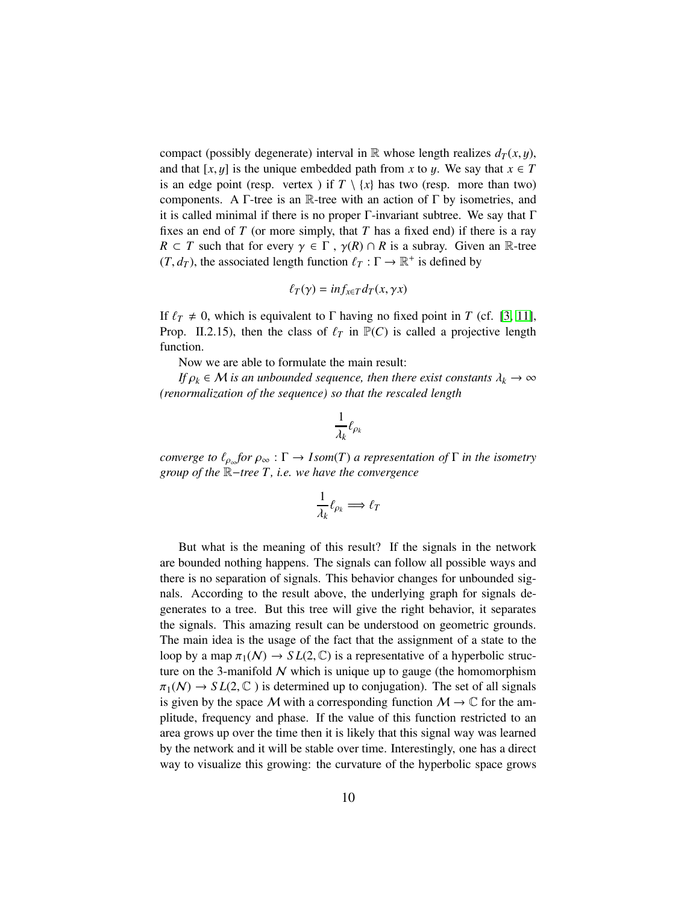compact (possibly degenerate) interval in $\mathbb{R}$ whose length realizes $d_T(x, y)$, and that $[x, y]$ is the unique embedded path from $x$ to $y$. We say that $x \in T$ is an edge point (resp. vertex ) if $T \setminus \{x\}$ has two (resp. more than two) components. A $\Gamma$-tree is an $\mathbb{R}$-tree with an action of $\Gamma$ by isometries, and it is called minimal if there is no proper $\Gamma$-invariant subtree. We say that $\Gamma$ fixes an end of $T$ (or more simply, that $T$ has a fixed end) if there is a ray $R \subset T$ such that for every $\gamma \in \Gamma$ , $\gamma(R) \cap R$ is a subray. Given an $\mathbb{R}$-tree $(T, d_T)$, the associated length function $\ell_T : \Gamma \to \mathbb{R}^+$ is defined by

$$\ell_T(\gamma) = inf_{x \in T} d_T(x, \gamma x)$$

If $\ell_T \neq 0$, which is equivalent to $\Gamma$ having no fixed point in $T$ (cf. [3, 11], Prop. II.2.15), then the class of $\ell_T$ in $\mathbb{P}(C)$ is called a projective length function.

Now we are able to formulate the main result:

*If $\rho_k \in \mathcal{M}$ is an unbounded sequence, then there exist constants $\lambda_k \to \infty$ (renormalization of the sequence) so that the rescaled length*

$$\frac{1}{\lambda_k}\ell_{\rho_k}$$

*converge to $\ell_{\rho_\infty}$for $\rho_\infty : \Gamma \to Isom(T)$ a representation of $\Gamma$ in the isometry group of the $\mathbb{R}-$tree $T$, i.e. we have the convergence*

$$\frac{1}{\lambda_k}\ell_{\rho_k} \Longrightarrow \ell_T$$

But what is the meaning of this result? If the signals in the network are bounded nothing happens. The signals can follow all possible ways and there is no separation of signals. This behavior changes for unbounded signals. According to the result above, the underlying graph for signals degenerates to a tree. But this tree will give the right behavior, it separates the signals. This amazing result can be understood on geometric grounds. The main idea is the usage of the fact that the assignment of a state to the loop by a map $\pi_1(\mathcal{N}) \to SL(2, \mathbb{C})$ is a representative of a hyperbolic structure on the 3-manifold $\mathcal{N}$ which is unique up to gauge (the homomorphism $\pi_1(\mathcal{N}) \to SL(2, \mathbb{C})$ is determined up to conjugation). The set of all signals is given by the space $\mathcal{M}$ with a corresponding function $\mathcal{M} \to \mathbb{C}$ for the amplitude, frequency and phase. If the value of this function restricted to an area grows up over the time then it is likely that this signal way was learned by the network and it will be stable over time. Interestingly, one has a direct way to visualize this growing: the curvature of the hyperbolic space grows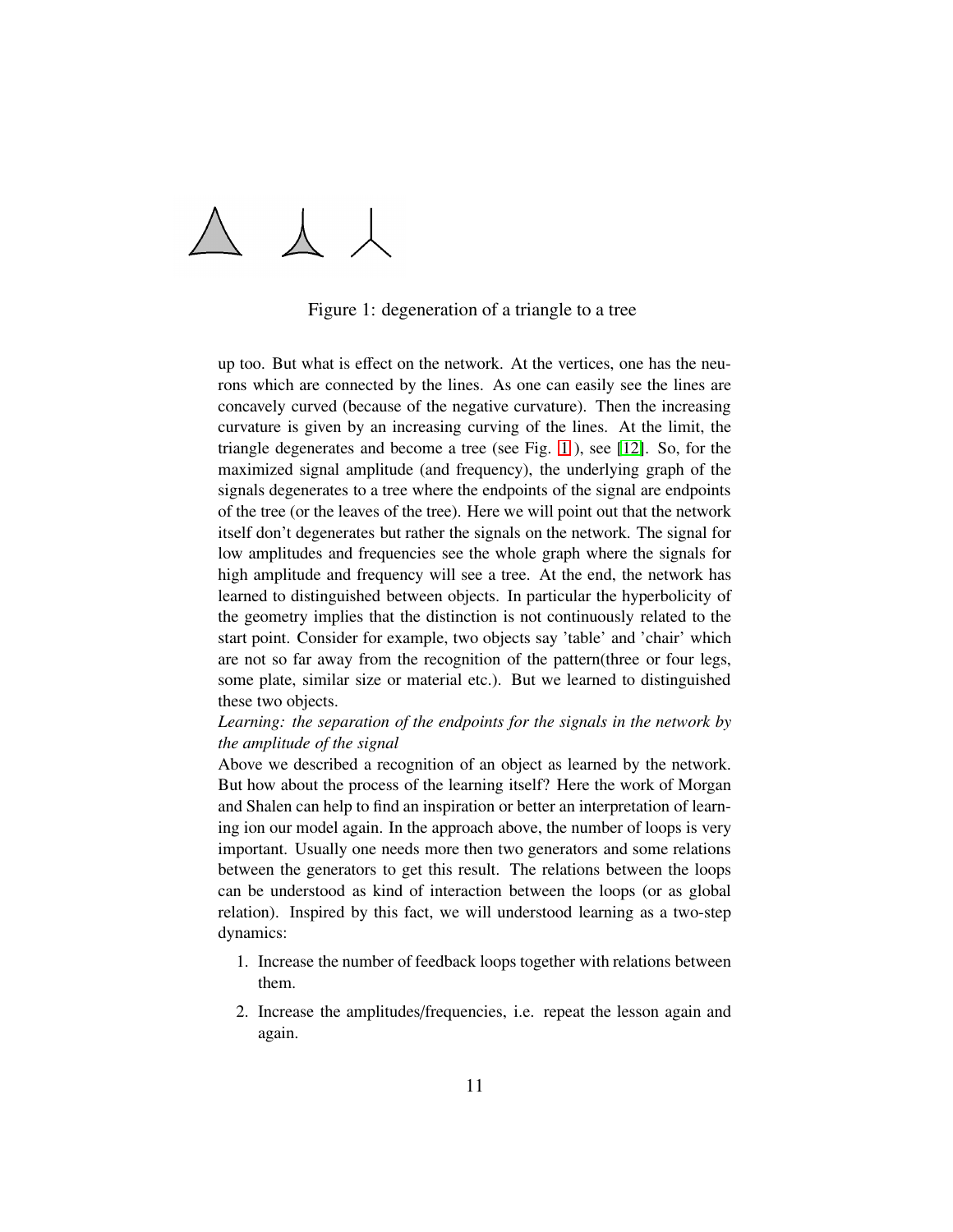Figure 1: degeneration of a triangle to a tree

up too. But what is effect on the network. At the vertices, one has the neurons which are connected by the lines. As one can easily see the lines are concavely curved (because of the negative curvature). Then the increasing curvature is given by an increasing curving of the lines. At the limit, the triangle degenerates and become a tree (see Fig. 1 ), see [12]. So, for the maximized signal amplitude (and frequency), the underlying graph of the signals degenerates to a tree where the endpoints of the signal are endpoints of the tree (or the leaves of the tree). Here we will point out that the network itself don't degenerates but rather the signals on the network. The signal for low amplitudes and frequencies see the whole graph where the signals for high amplitude and frequency will see a tree. At the end, the network has learned to distinguished between objects. In particular the hyperbolicity of the geometry implies that the distinction is not continuously related to the start point. Consider for example, two objects say 'table' and 'chair' which are not so far away from the recognition of the pattern(three or four legs, some plate, similar size or material etc.). But we learned to distinguished these two objects.

*Learning: the separation of the endpoints for the signals in the network by the amplitude of the signal*

Above we described a recognition of an object as learned by the network. But how about the process of the learning itself? Here the work of Morgan and Shalen can help to find an inspiration or better an interpretation of learning ion our model again. In the approach above, the number of loops is very important. Usually one needs more then two generators and some relations between the generators to get this result. The relations between the loops can be understood as kind of interaction between the loops (or as global relation). Inspired by this fact, we will understood learning as a two-step dynamics:

1. Increase the number of feedback loops together with relations between them.
2. Increase the amplitudes/frequencies, i.e. repeat the lesson again and again.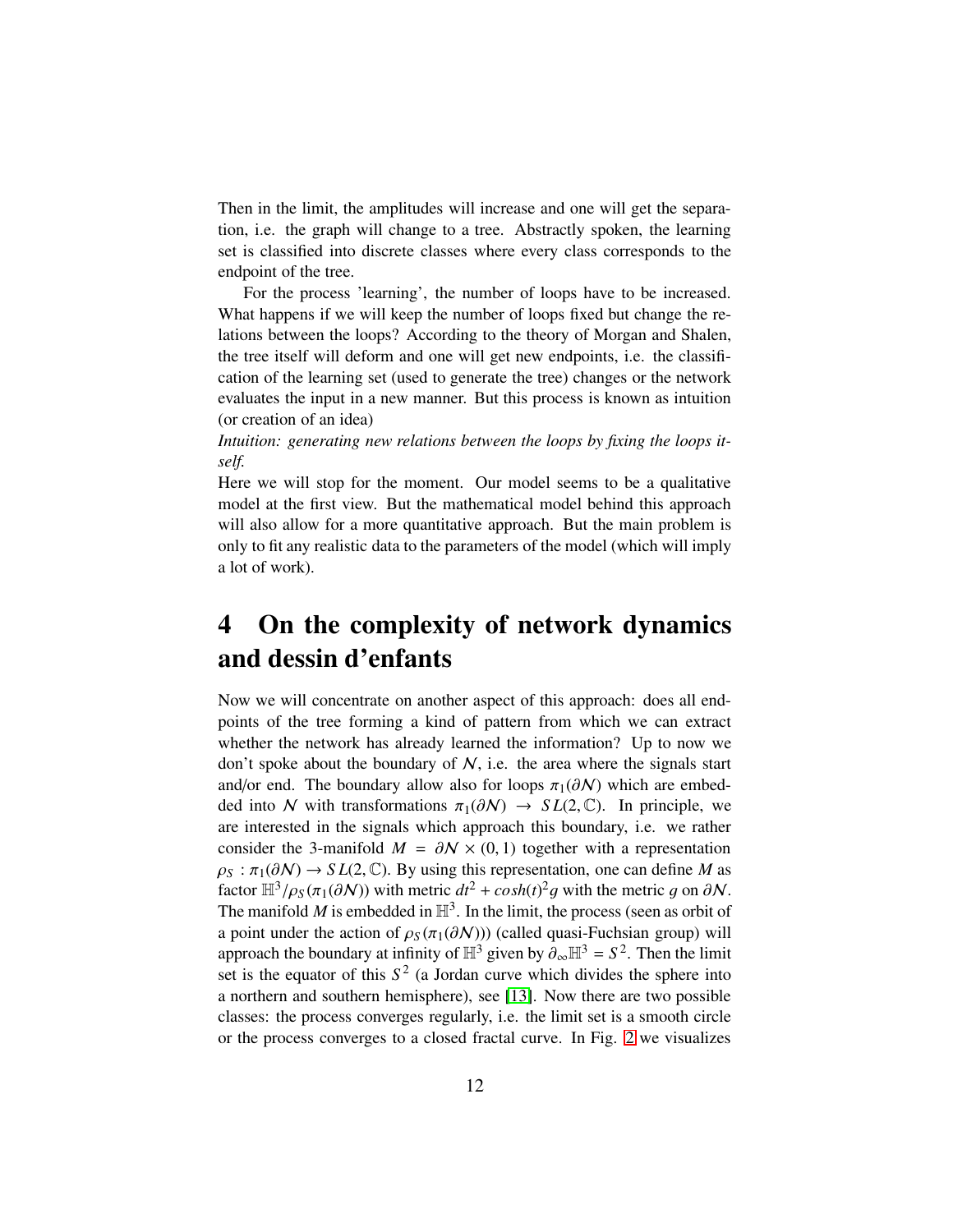Then in the limit, the amplitudes will increase and one will get the separation, i.e. the graph will change to a tree. Abstractly spoken, the learning set is classified into discrete classes where every class corresponds to the endpoint of the tree.

For the process 'learning', the number of loops have to be increased. What happens if we will keep the number of loops fixed but change the relations between the loops? According to the theory of Morgan and Shalen, the tree itself will deform and one will get new endpoints, i.e. the classification of the learning set (used to generate the tree) changes or the network evaluates the input in a new manner. But this process is known as intuition (or creation of an idea)

*Intuition: generating new relations between the loops by fixing the loops itself.*

Here we will stop for the moment. Our model seems to be a qualitative model at the first view. But the mathematical model behind this approach will also allow for a more quantitative approach. But the main problem is only to fit any realistic data to the parameters of the model (which will imply a lot of work).

# 4 On the complexity of network dynamics and dessin d'enfants

Now we will concentrate on another aspect of this approach: does all endpoints of the tree forming a kind of pattern from which we can extract whether the network has already learned the information? Up to now we don't spoke about the boundary of $\mathcal{N}$, i.e. the area where the signals start and/or end. The boundary allow also for loops $\pi_1(\partial\mathcal{N})$ which are embedded into $\mathcal{N}$ with transformations $\pi_1(\partial\mathcal{N}) \to SL(2,\mathbb{C})$. In principle, we are interested in the signals which approach this boundary, i.e. we rather consider the 3-manifold $M = \partial\mathcal{N} \times (0,1)$ together with a representation $\rho_S : \pi_1(\partial\mathcal{N}) \to SL(2,\mathbb{C})$. By using this representation, one can define $M$ as factor $\mathbb{H}^3/\rho_S(\pi_1(\partial\mathcal{N}))$ with metric $dt^2 + cosh(t)^2 g$ with the metric $g$ on $\partial\mathcal{N}$. The manifold $M$ is embedded in $\mathbb{H}^3$. In the limit, the process (seen as orbit of a point under the action of $\rho_S(\pi_1(\partial\mathcal{N}))$) (called quasi-Fuchsian group) will approach the boundary at infinity of $\mathbb{H}^3$ given by $\partial_\infty\mathbb{H}^3 = S^2$. Then the limit set is the equator of this $S^2$ (a Jordan curve which divides the sphere into a northern and southern hemisphere), see [13]. Now there are two possible classes: the process converges regularly, i.e. the limit set is a smooth circle or the process converges to a closed fractal curve. In Fig. 2 we visualizes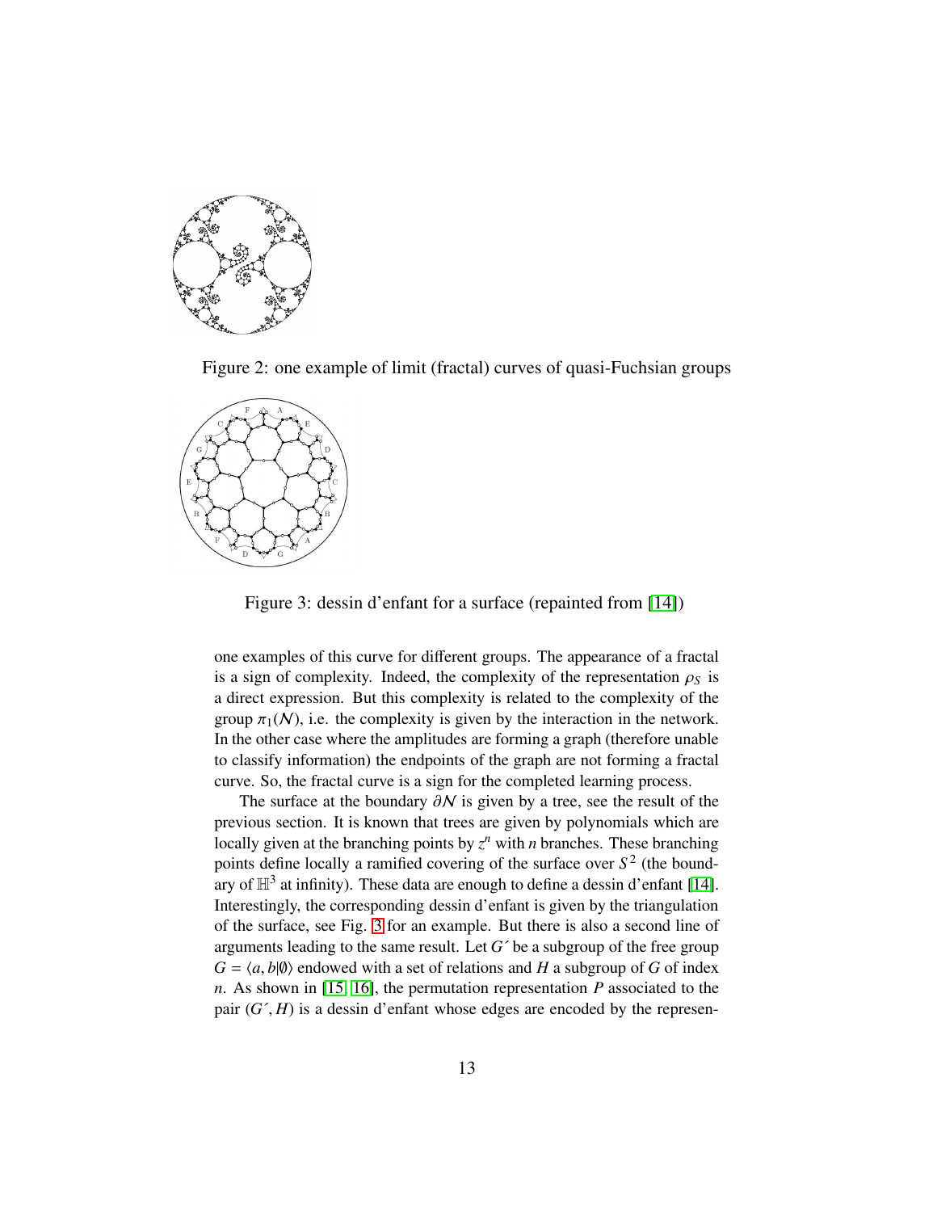Figure 2: one example of limit (fractal) curves of quasi-Fuchsian groups

Figure 3: dessin d'enfant for a surface (repainted from [14])

one examples of this curve for different groups. The appearance of a fractal is a sign of complexity. Indeed, the complexity of the representation $\rho_S$ is a direct expression. But this complexity is related to the complexity of the group $\pi_1(\mathcal{N})$, i.e. the complexity is given by the interaction in the network. In the other case where the amplitudes are forming a graph (therefore unable to classify information) the endpoints of the graph are not forming a fractal curve. So, the fractal curve is a sign for the completed learning process.

The surface at the boundary $\partial\mathcal{N}$ is given by a tree, see the result of the previous section. It is known that trees are given by polynomials which are locally given at the branching points by $z^n$ with $n$ branches. These branching points define locally a ramified covering of the surface over $S^2$ (the boundary of $\mathbb{H}^3$ at infinity). These data are enough to define a dessin d'enfant [14]. Interestingly, the corresponding dessin d'enfant is given by the triangulation of the surface, see Fig. 3 for an example. But there is also a second line of arguments leading to the same result. Let $G'$ be a subgroup of the free group $G = \langle a, b|\emptyset\rangle$ endowed with a set of relations and $H$ a subgroup of $G$ of index $n$. As shown in [15, 16], the permutation representation $P$ associated to the pair $(G', H)$ is a dessin d'enfant whose edges are encoded by the represen-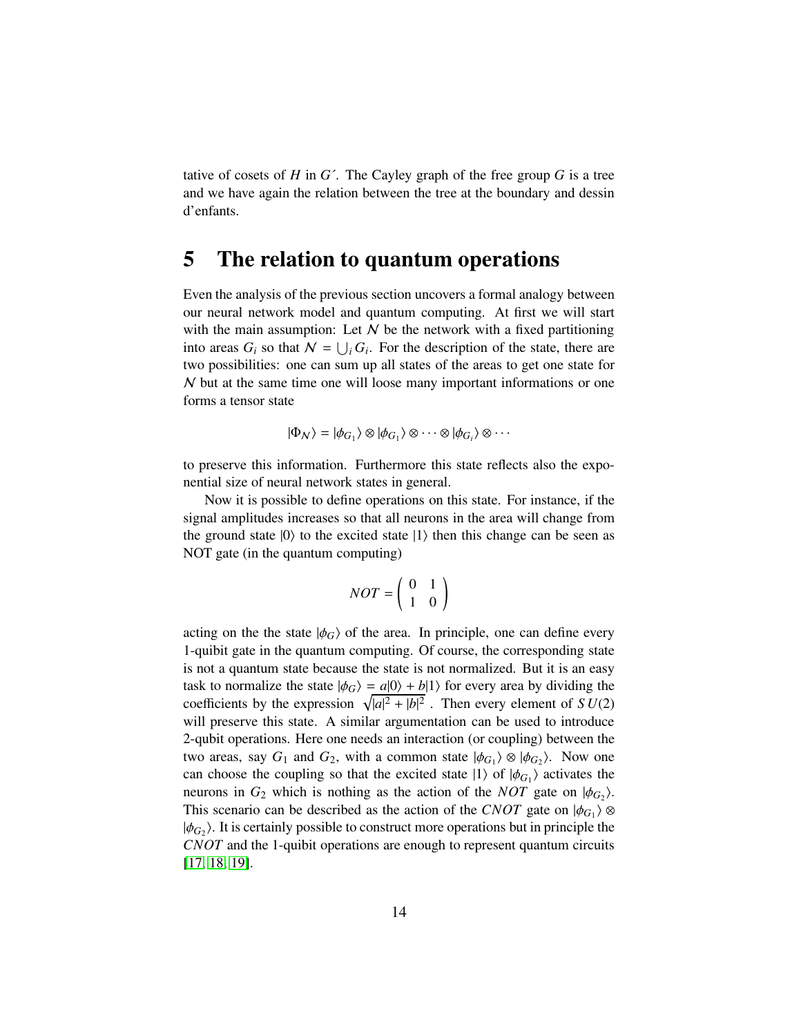tative of cosets of $H$ in $G\acute{}$. The Cayley graph of the free group $G$ is a tree and we have again the relation between the tree at the boundary and dessin d'enfants.

# 5 The relation to quantum operations

Even the analysis of the previous section uncovers a formal analogy between our neural network model and quantum computing. At first we will start with the main assumption: Let $\mathcal{N}$ be the network with a fixed partitioning into areas $G_i$ so that $\mathcal{N} = \bigcup_i G_i$. For the description of the state, there are two possibilities: one can sum up all states of the areas to get one state for $\mathcal{N}$ but at the same time one will loose many important informations or one forms a tensor state

$$|\Phi_{\mathcal{N}}\rangle = |\phi_{G_1}\rangle \otimes |\phi_{G_1}\rangle \otimes \cdots \otimes |\phi_{G_i}\rangle \otimes \cdots$$

to preserve this information. Furthermore this state reflects also the exponential size of neural network states in general.

Now it is possible to define operations on this state. For instance, if the signal amplitudes increases so that all neurons in the area will change from the ground state $|0\rangle$ to the excited state $|1\rangle$ then this change can be seen as NOT gate (in the quantum computing)

$$NOT = \begin{pmatrix} 0 & 1 \\ 1 & 0 \end{pmatrix}$$

acting on the the state $|\phi_G\rangle$ of the area. In principle, one can define every 1-quibit gate in the quantum computing. Of course, the corresponding state is not a quantum state because the state is not normalized. But it is an easy task to normalize the state $|\phi_G\rangle = a|0\rangle + b|1\rangle$ for every area by dividing the coefficients by the expression $\sqrt{|a|^2 + |b|^2}$ . Then every element of $SU(2)$ will preserve this state. A similar argumentation can be used to introduce 2-qubit operations. Here one needs an interaction (or coupling) between the two areas, say $G_1$ and $G_2$, with a common state $|\phi_{G_1}\rangle \otimes |\phi_{G_2}\rangle$. Now one can choose the coupling so that the excited state $|1\rangle$ of $|\phi_{G_1}\rangle$ activates the neurons in $G_2$ which is nothing as the action of the $NOT$ gate on $|\phi_{G_2}\rangle$. This scenario can be described as the action of the $CNOT$ gate on $|\phi_{G_1}\rangle \otimes |\phi_{G_2}\rangle$. It is certainly possible to construct more operations but in principle the $CNOT$ and the 1-quibit operations are enough to represent quantum circuits [17, 18, 19].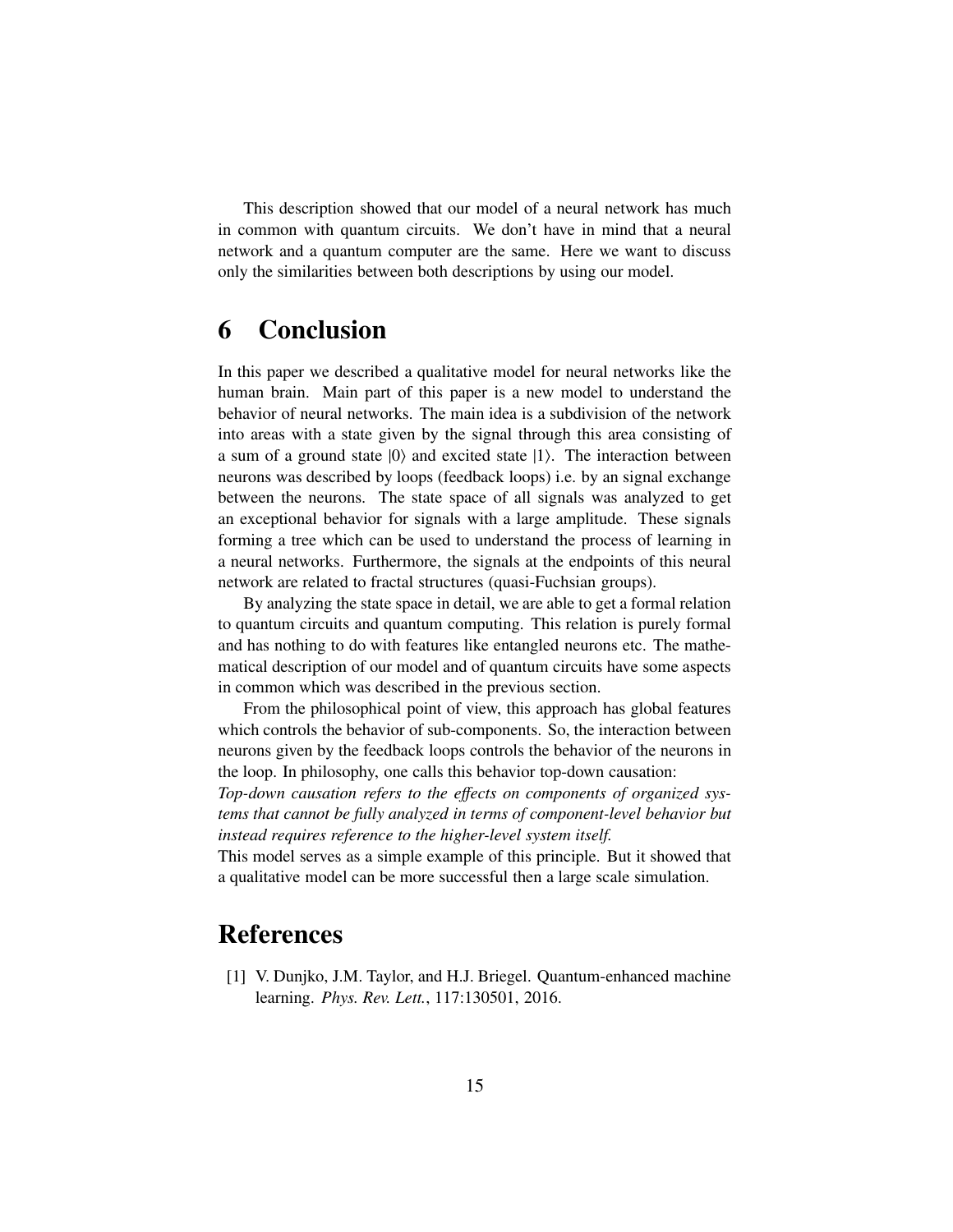This description showed that our model of a neural network has much in common with quantum circuits. We don't have in mind that a neural network and a quantum computer are the same. Here we want to discuss only the similarities between both descriptions by using our model.

# 6 Conclusion

In this paper we described a qualitative model for neural networks like the human brain. Main part of this paper is a new model to understand the behavior of neural networks. The main idea is a subdivision of the network into areas with a state given by the signal through this area consisting of a sum of a ground state $|0\rangle$ and excited state $|1\rangle$. The interaction between neurons was described by loops (feedback loops) i.e. by an signal exchange between the neurons. The state space of all signals was analyzed to get an exceptional behavior for signals with a large amplitude. These signals forming a tree which can be used to understand the process of learning in a neural networks. Furthermore, the signals at the endpoints of this neural network are related to fractal structures (quasi-Fuchsian groups).

By analyzing the state space in detail, we are able to get a formal relation to quantum circuits and quantum computing. This relation is purely formal and has nothing to do with features like entangled neurons etc. The mathematical description of our model and of quantum circuits have some aspects in common which was described in the previous section.

From the philosophical point of view, this approach has global features which controls the behavior of sub-components. So, the interaction between neurons given by the feedback loops controls the behavior of the neurons in the loop. In philosophy, one calls this behavior top-down causation:
*Top-down causation refers to the effects on components of organized systems that cannot be fully analyzed in terms of component-level behavior but instead requires reference to the higher-level system itself.*
This model serves as a simple example of this principle. But it showed that a qualitative model can be more successful then a large scale simulation.

# References

[1] V. Dunjko, J.M. Taylor, and H.J. Briegel. Quantum-enhanced machine learning. *Phys. Rev. Lett.*, 117:130501, 2016.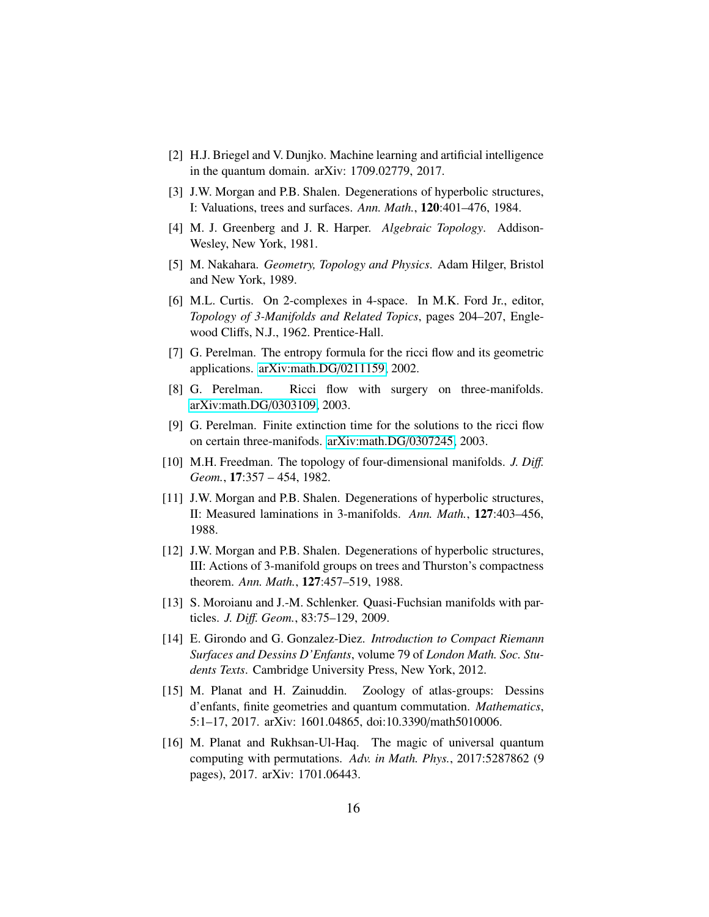[2] H.J. Briegel and V. Dunjko. Machine learning and artificial intelligence in the quantum domain. arXiv: 1709.02779, 2017.

[3] J.W. Morgan and P.B. Shalen. Degenerations of hyperbolic structures, I: Valuations, trees and surfaces. *Ann. Math.*, **120**:401–476, 1984.

[4] M. J. Greenberg and J. R. Harper. *Algebraic Topology*. Addison-Wesley, New York, 1981.

[5] M. Nakahara. *Geometry, Topology and Physics*. Adam Hilger, Bristol and New York, 1989.

[6] M.L. Curtis. On 2-complexes in 4-space. In M.K. Ford Jr., editor, *Topology of 3-Manifolds and Related Topics*, pages 204–207, Englewood Cliffs, N.J., 1962. Prentice-Hall.

[7] G. Perelman. The entropy formula for the ricci flow and its geometric applications. arXiv:math.DG/0211159, 2002.

[8] G. Perelman. Ricci flow with surgery on three-manifolds. arXiv:math.DG/0303109, 2003.

[9] G. Perelman. Finite extinction time for the solutions to the ricci flow on certain three-manifods. arXiv:math.DG/0307245, 2003.

[10] M.H. Freedman. The topology of four-dimensional manifolds. *J. Diff. Geom.*, **17**:357 – 454, 1982.

[11] J.W. Morgan and P.B. Shalen. Degenerations of hyperbolic structures, II: Measured laminations in 3-manifolds. *Ann. Math.*, **127**:403–456, 1988.

[12] J.W. Morgan and P.B. Shalen. Degenerations of hyperbolic structures, III: Actions of 3-manifold groups on trees and Thurston's compactness theorem. *Ann. Math.*, **127**:457–519, 1988.

[13] S. Moroianu and J.-M. Schlenker. Quasi-Fuchsian manifolds with particles. *J. Diff. Geom.*, 83:75–129, 2009.

[14] E. Girondo and G. Gonzalez-Diez. *Introduction to Compact Riemann Surfaces and Dessins D'Enfants*, volume 79 of *London Math. Soc. Students Texts*. Cambridge University Press, New York, 2012.

[15] M. Planat and H. Zainuddin. Zoology of atlas-groups: Dessins d'enfants, finite geometries and quantum commutation. *Mathematics*, 5:1–17, 2017. arXiv: 1601.04865, doi:10.3390/math5010006.

[16] M. Planat and Rukhsan-Ul-Haq. The magic of universal quantum computing with permutations. *Adv. in Math. Phys.*, 2017:5287862 (9 pages), 2017. arXiv: 1701.06443.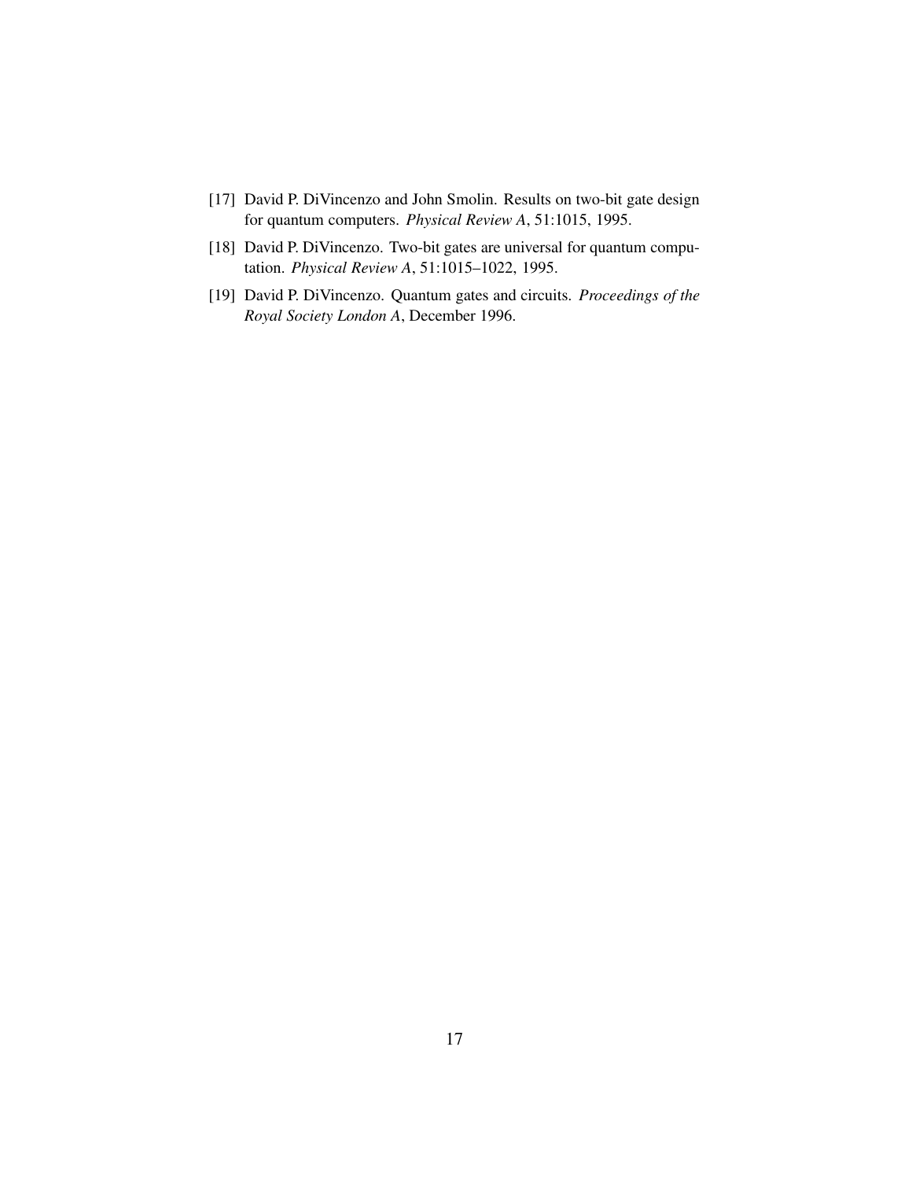[17] David P. DiVincenzo and John Smolin. Results on two-bit gate design for quantum computers. *Physical Review A*, 51:1015, 1995.

[18] David P. DiVincenzo. Two-bit gates are universal for quantum computation. *Physical Review A*, 51:1015–1022, 1995.

[19] David P. DiVincenzo. Quantum gates and circuits. *Proceedings of the Royal Society London A*, December 1996.